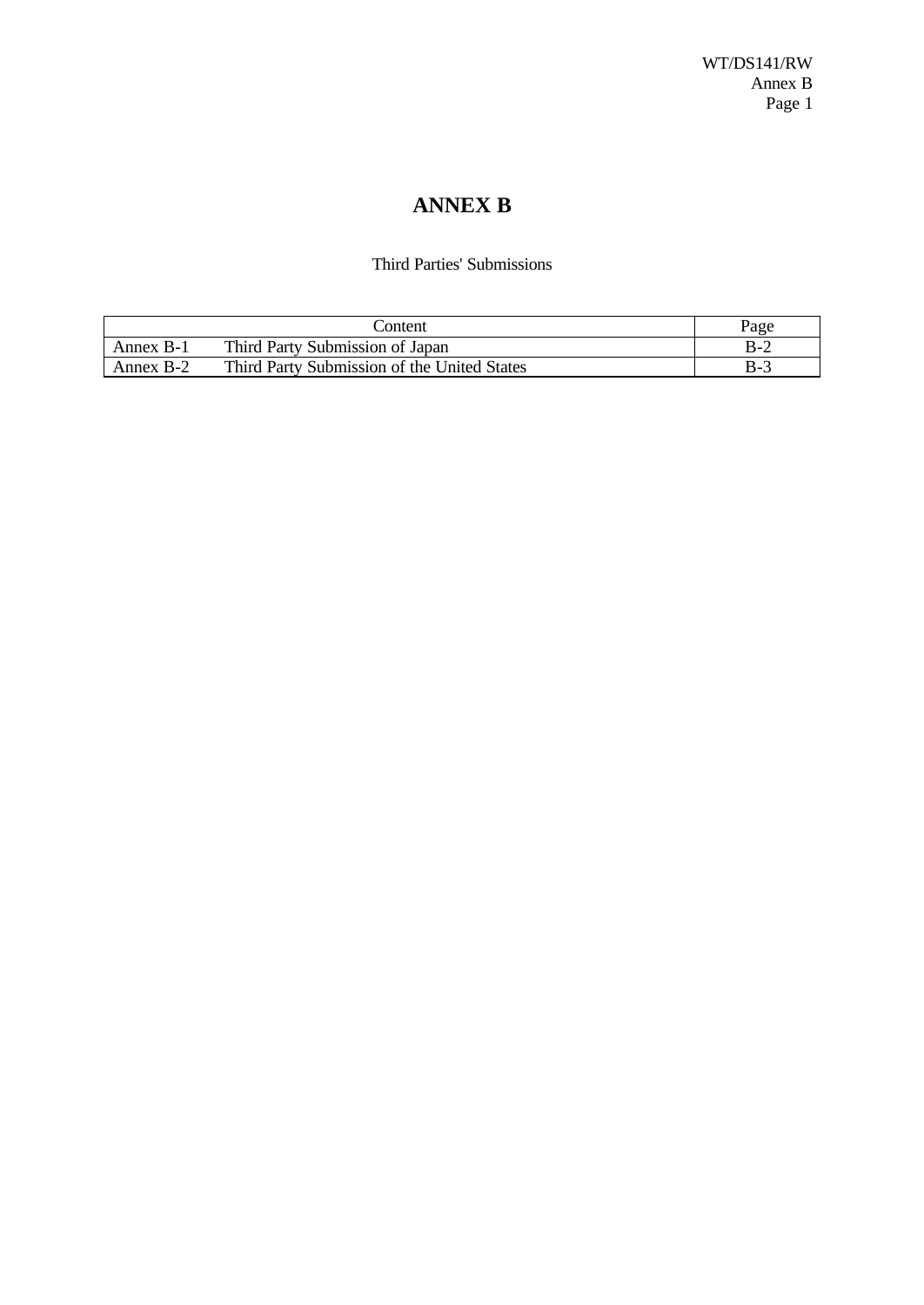# ANNEX B

Third Parties' Submissions

| Content | | Page |
|---|---|---|
| Annex B-1 | Third Party Submission of Japan | B-2 |
| Annex B-2 | Third Party Submission of the United States | B-3 |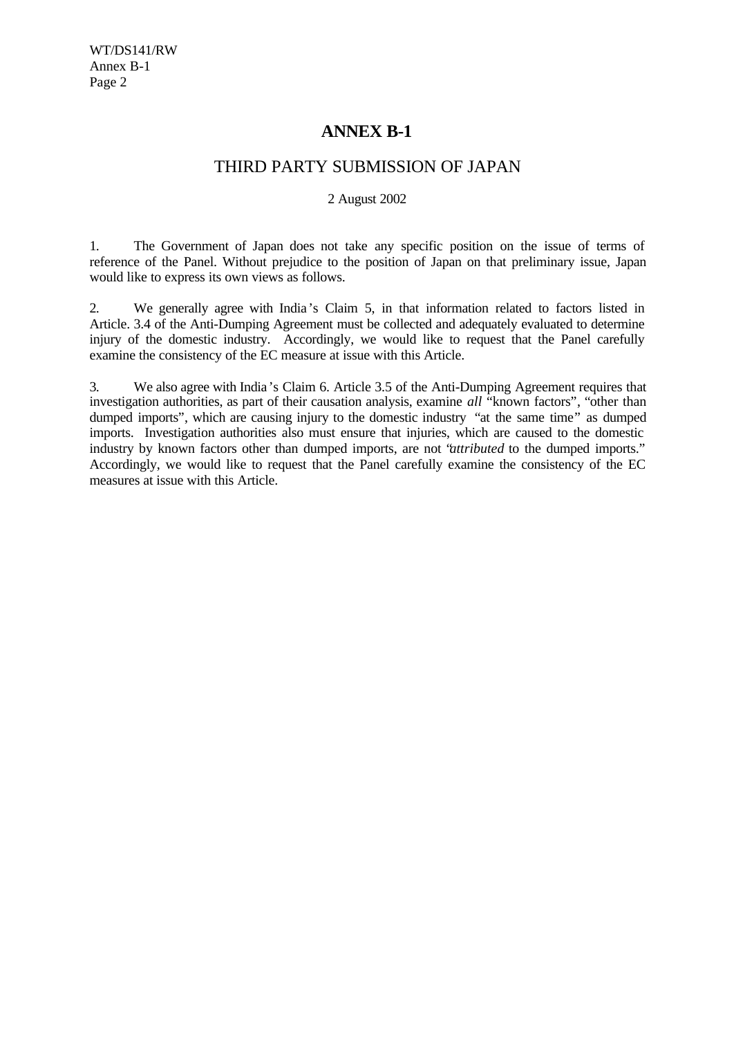# ANNEX B-1

## THIRD PARTY SUBMISSION OF JAPAN

2 August 2002

1. The Government of Japan does not take any specific position on the issue of terms of reference of the Panel. Without prejudice to the position of Japan on that preliminary issue, Japan would like to express its own views as follows.

2. We generally agree with India's Claim 5, in that information related to factors listed in Article. 3.4 of the Anti-Dumping Agreement must be collected and adequately evaluated to determine injury of the domestic industry. Accordingly, we would like to request that the Panel carefully examine the consistency of the EC measure at issue with this Article.

3. We also agree with India's Claim 6. Article 3.5 of the Anti-Dumping Agreement requires that investigation authorities, as part of their causation analysis, examine *all* "known factors", "other than dumped imports", which are causing injury to the domestic industry "at the same time" as dumped imports. Investigation authorities also must ensure that injuries, which are caused to the domestic industry by known factors other than dumped imports, are not "*attributed* to the dumped imports." Accordingly, we would like to request that the Panel carefully examine the consistency of the EC measures at issue with this Article.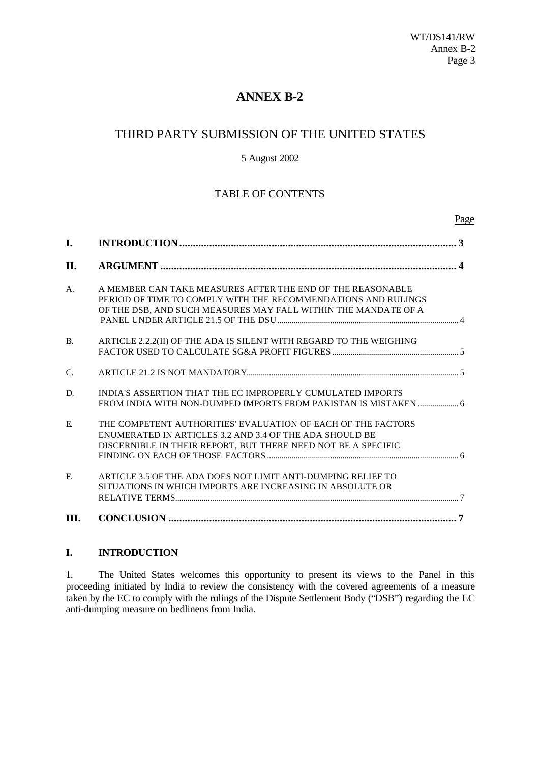# ANNEX B-2

## THIRD PARTY SUBMISSION OF THE UNITED STATES

5 August 2002

### TABLE OF CONTENTS

| | | Page |
|---|---|---|
| **I.** | **INTRODUCTION** | **3** |
| **II.** | **ARGUMENT** | **4** |
| A. | A MEMBER CAN TAKE MEASURES AFTER THE END OF THE REASONABLE PERIOD OF TIME TO COMPLY WITH THE RECOMMENDATIONS AND RULINGS OF THE DSB, AND SUCH MEASURES MAY FALL WITHIN THE MANDATE OF A PANEL UNDER ARTICLE 21.5 OF THE DSU | 4 |
| B. | ARTICLE 2.2.2(II) OF THE ADA IS SILENT WITH REGARD TO THE WEIGHING FACTOR USED TO CALCULATE SG&A PROFIT FIGURES | 5 |
| C. | ARTICLE 21.2 IS NOT MANDATORY | 5 |
| D. | INDIA'S ASSERTION THAT THE EC IMPROPERLY CUMULATED IMPORTS FROM INDIA WITH NON-DUMPED IMPORTS FROM PAKISTAN IS MISTAKEN | 6 |
| E. | THE COMPETENT AUTHORITIES' EVALUATION OF EACH OF THE FACTORS ENUMERATED IN ARTICLES 3.2 AND 3.4 OF THE ADA SHOULD BE DISCERNIBLE IN THEIR REPORT, BUT THERE NEED NOT BE A SPECIFIC FINDING ON EACH OF THOSE FACTORS | 6 |
| F. | ARTICLE 3.5 OF THE ADA DOES NOT LIMIT ANTI-DUMPING RELIEF TO SITUATIONS IN WHICH IMPORTS ARE INCREASING IN ABSOLUTE OR RELATIVE TERMS | 7 |
| **III.** | **CONCLUSION** | **7** |

## I. INTRODUCTION

1. The United States welcomes this opportunity to present its views to the Panel in this proceeding initiated by India to review the consistency with the covered agreements of a measure taken by the EC to comply with the rulings of the Dispute Settlement Body ("DSB") regarding the EC anti-dumping measure on bedlinens from India.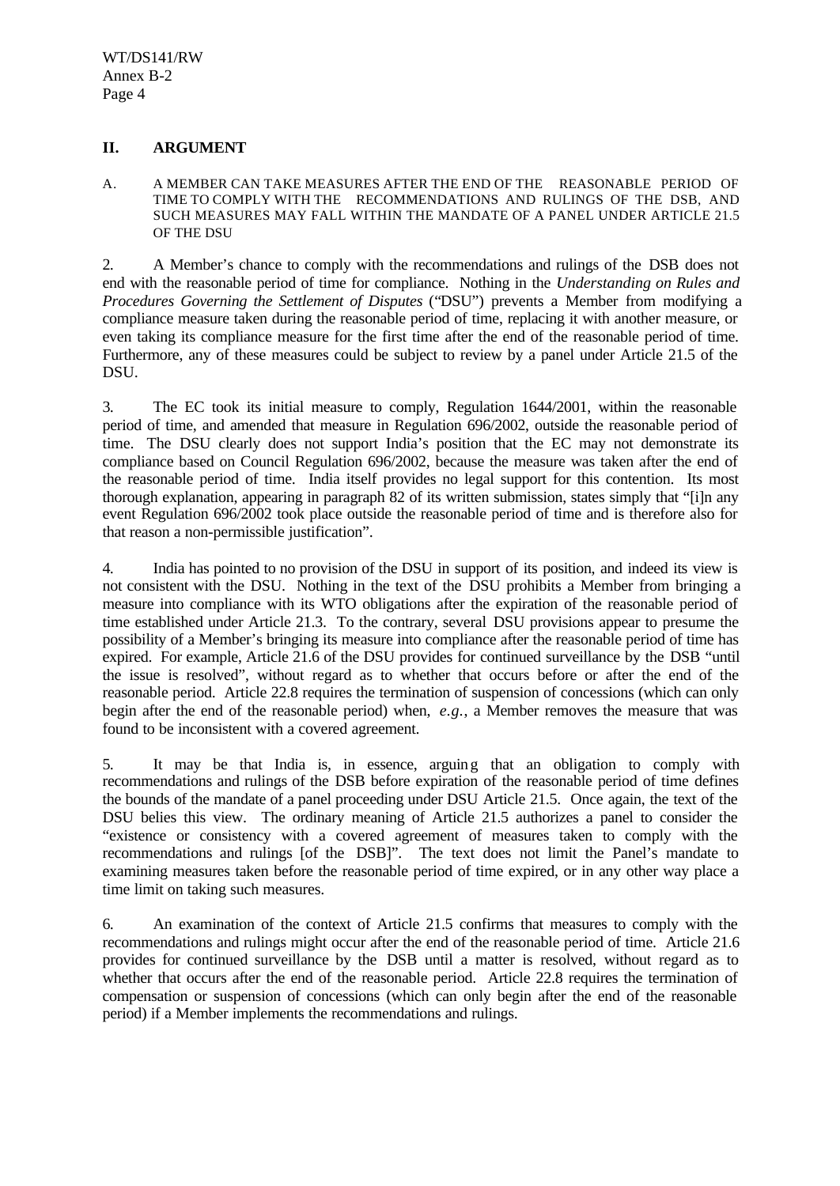## II. ARGUMENT

### A. A MEMBER CAN TAKE MEASURES AFTER THE END OF THE REASONABLE PERIOD OF TIME TO COMPLY WITH THE RECOMMENDATIONS AND RULINGS OF THE DSB, AND SUCH MEASURES MAY FALL WITHIN THE MANDATE OF A PANEL UNDER ARTICLE 21.5 OF THE DSU

2. A Member's chance to comply with the recommendations and rulings of the DSB does not end with the reasonable period of time for compliance. Nothing in the *Understanding on Rules and Procedures Governing the Settlement of Disputes* ("DSU") prevents a Member from modifying a compliance measure taken during the reasonable period of time, replacing it with another measure, or even taking its compliance measure for the first time after the end of the reasonable period of time. Furthermore, any of these measures could be subject to review by a panel under Article 21.5 of the DSU.

3. The EC took its initial measure to comply, Regulation 1644/2001, within the reasonable period of time, and amended that measure in Regulation 696/2002, outside the reasonable period of time. The DSU clearly does not support India's position that the EC may not demonstrate its compliance based on Council Regulation 696/2002, because the measure was taken after the end of the reasonable period of time. India itself provides no legal support for this contention. Its most thorough explanation, appearing in paragraph 82 of its written submission, states simply that "[i]n any event Regulation 696/2002 took place outside the reasonable period of time and is therefore also for that reason a non-permissible justification".

4. India has pointed to no provision of the DSU in support of its position, and indeed its view is not consistent with the DSU. Nothing in the text of the DSU prohibits a Member from bringing a measure into compliance with its WTO obligations after the expiration of the reasonable period of time established under Article 21.3. To the contrary, several DSU provisions appear to presume the possibility of a Member's bringing its measure into compliance after the reasonable period of time has expired. For example, Article 21.6 of the DSU provides for continued surveillance by the DSB "until the issue is resolved", without regard as to whether that occurs before or after the end of the reasonable period. Article 22.8 requires the termination of suspension of concessions (which can only begin after the end of the reasonable period) when, *e.g.*, a Member removes the measure that was found to be inconsistent with a covered agreement.

5. It may be that India is, in essence, arguing that an obligation to comply with recommendations and rulings of the DSB before expiration of the reasonable period of time defines the bounds of the mandate of a panel proceeding under DSU Article 21.5. Once again, the text of the DSU belies this view. The ordinary meaning of Article 21.5 authorizes a panel to consider the "existence or consistency with a covered agreement of measures taken to comply with the recommendations and rulings [of the DSB]". The text does not limit the Panel's mandate to examining measures taken before the reasonable period of time expired, or in any other way place a time limit on taking such measures.

6. An examination of the context of Article 21.5 confirms that measures to comply with the recommendations and rulings might occur after the end of the reasonable period of time. Article 21.6 provides for continued surveillance by the DSB until a matter is resolved, without regard as to whether that occurs after the end of the reasonable period. Article 22.8 requires the termination of compensation or suspension of concessions (which can only begin after the end of the reasonable period) if a Member implements the recommendations and rulings.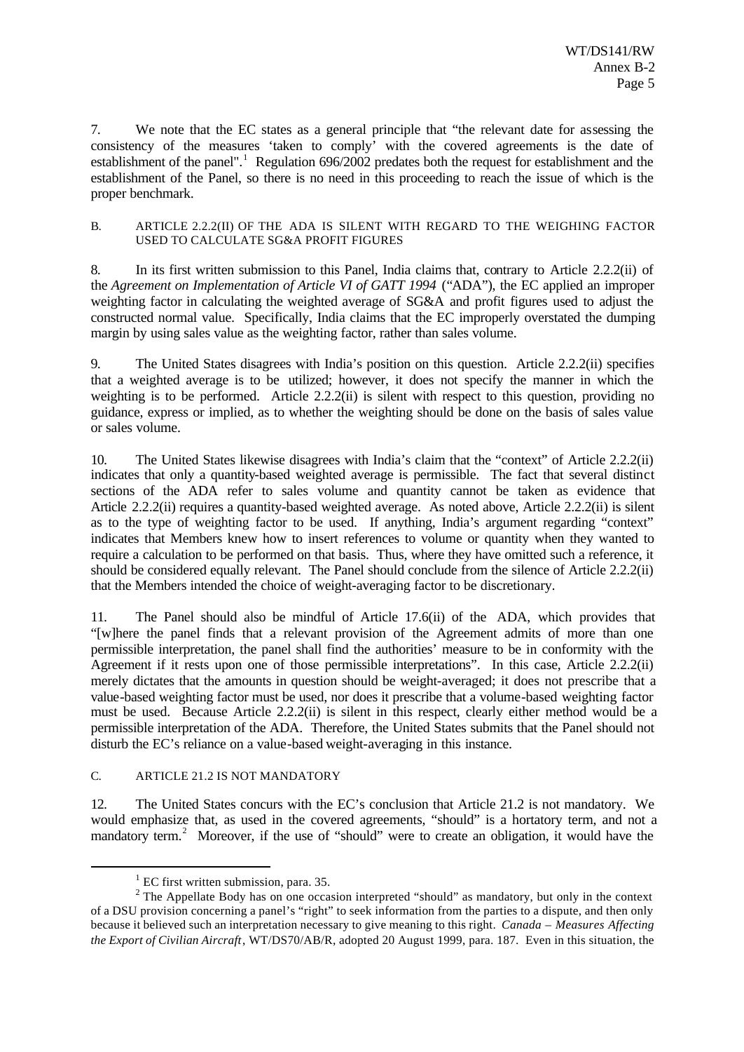7. We note that the EC states as a general principle that "the relevant date for assessing the consistency of the measures 'taken to comply' with the covered agreements is the date of establishment of the panel".[1] Regulation 696/2002 predates both the request for establishment and the establishment of the Panel, so there is no need in this proceeding to reach the issue of which is the proper benchmark.

## B. ARTICLE 2.2.2(II) OF THE ADA IS SILENT WITH REGARD TO THE WEIGHING FACTOR USED TO CALCULATE SG&A PROFIT FIGURES

8. In its first written submission to this Panel, India claims that, contrary to Article 2.2.2(ii) of the *Agreement on Implementation of Article VI of GATT 1994* ("ADA"), the EC applied an improper weighting factor in calculating the weighted average of SG&A and profit figures used to adjust the constructed normal value. Specifically, India claims that the EC improperly overstated the dumping margin by using sales value as the weighting factor, rather than sales volume.

9. The United States disagrees with India's position on this question. Article 2.2.2(ii) specifies that a weighted average is to be utilized; however, it does not specify the manner in which the weighting is to be performed. Article 2.2.2(ii) is silent with respect to this question, providing no guidance, express or implied, as to whether the weighting should be done on the basis of sales value or sales volume.

10. The United States likewise disagrees with India's claim that the "context" of Article 2.2.2(ii) indicates that only a quantity-based weighted average is permissible. The fact that several distinct sections of the ADA refer to sales volume and quantity cannot be taken as evidence that Article 2.2.2(ii) requires a quantity-based weighted average. As noted above, Article 2.2.2(ii) is silent as to the type of weighting factor to be used. If anything, India's argument regarding "context" indicates that Members knew how to insert references to volume or quantity when they wanted to require a calculation to be performed on that basis. Thus, where they have omitted such a reference, it should be considered equally relevant. The Panel should conclude from the silence of Article 2.2.2(ii) that the Members intended the choice of weight-averaging factor to be discretionary.

11. The Panel should also be mindful of Article 17.6(ii) of the ADA, which provides that "[w]here the panel finds that a relevant provision of the Agreement admits of more than one permissible interpretation, the panel shall find the authorities' measure to be in conformity with the Agreement if it rests upon one of those permissible interpretations". In this case, Article 2.2.2(ii) merely dictates that the amounts in question should be weight-averaged; it does not prescribe that a value-based weighting factor must be used, nor does it prescribe that a volume-based weighting factor must be used. Because Article 2.2.2(ii) is silent in this respect, clearly either method would be a permissible interpretation of the ADA. Therefore, the United States submits that the Panel should not disturb the EC's reliance on a value-based weight-averaging in this instance.

## C. ARTICLE 21.2 IS NOT MANDATORY

12. The United States concurs with the EC's conclusion that Article 21.2 is not mandatory. We would emphasize that, as used in the covered agreements, "should" is a hortatory term, and not a mandatory term.[2] Moreover, if the use of "should" were to create an obligation, it would have the

---

[1] EC first written submission, para. 35.

[2] The Appellate Body has on one occasion interpreted "should" as mandatory, but only in the context of a DSU provision concerning a panel's "right" to seek information from the parties to a dispute, and then only because it believed such an interpretation necessary to give meaning to this right. *Canada – Measures Affecting the Export of Civilian Aircraft*, WT/DS70/AB/R, adopted 20 August 1999, para. 187. Even in this situation, the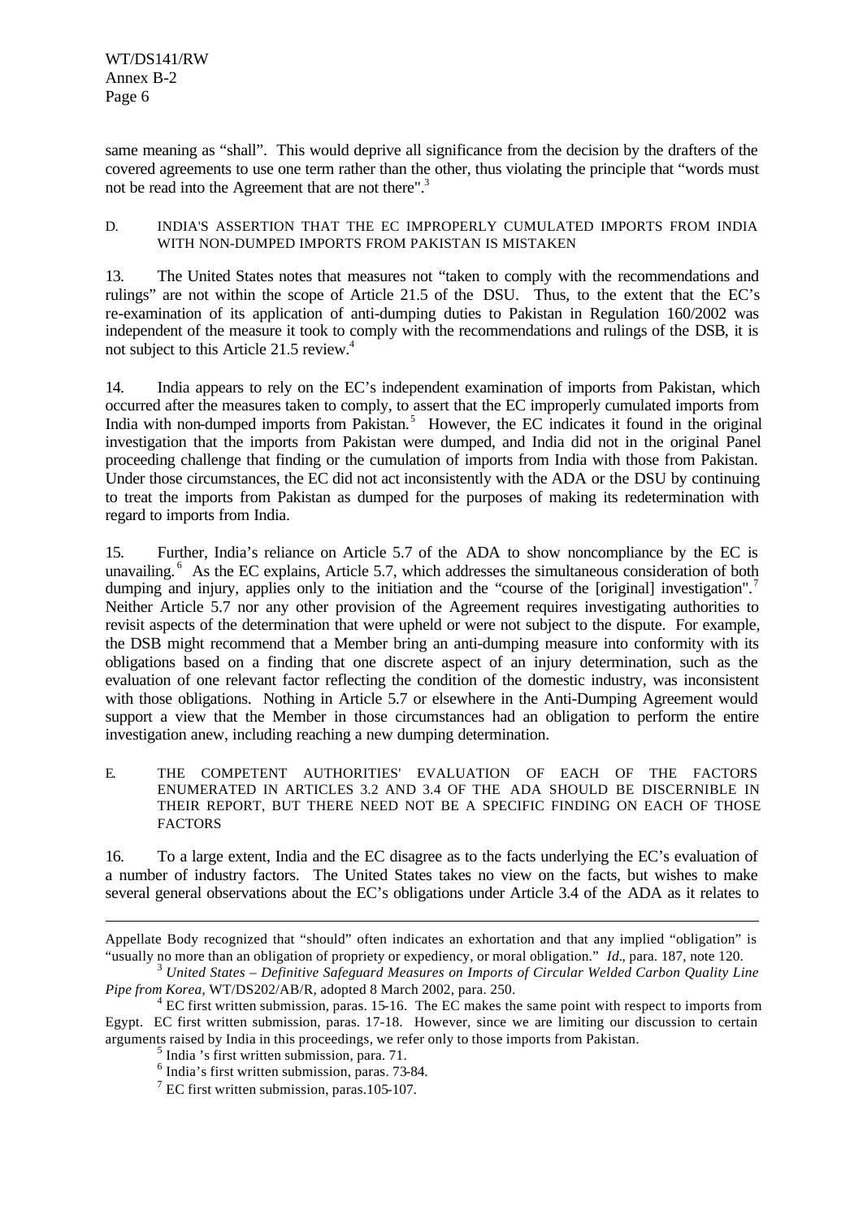same meaning as "shall". This would deprive all significance from the decision by the drafters of the covered agreements to use one term rather than the other, thus violating the principle that "words must not be read into the Agreement that are not there".[3]

### D. INDIA'S ASSERTION THAT THE EC IMPROPERLY CUMULATED IMPORTS FROM INDIA WITH NON-DUMPED IMPORTS FROM PAKISTAN IS MISTAKEN

13. The United States notes that measures not "taken to comply with the recommendations and rulings" are not within the scope of Article 21.5 of the DSU. Thus, to the extent that the EC's re-examination of its application of anti-dumping duties to Pakistan in Regulation 160/2002 was independent of the measure it took to comply with the recommendations and rulings of the DSB, it is not subject to this Article 21.5 review.[4]

14. India appears to rely on the EC's independent examination of imports from Pakistan, which occurred after the measures taken to comply, to assert that the EC improperly cumulated imports from India with non-dumped imports from Pakistan.[5] However, the EC indicates it found in the original investigation that the imports from Pakistan were dumped, and India did not in the original Panel proceeding challenge that finding or the cumulation of imports from India with those from Pakistan. Under those circumstances, the EC did not act inconsistently with the ADA or the DSU by continuing to treat the imports from Pakistan as dumped for the purposes of making its redetermination with regard to imports from India.

15. Further, India's reliance on Article 5.7 of the ADA to show noncompliance by the EC is unavailing.[6] As the EC explains, Article 5.7, which addresses the simultaneous consideration of both dumping and injury, applies only to the initiation and the "course of the [original] investigation".[7] Neither Article 5.7 nor any other provision of the Agreement requires investigating authorities to revisit aspects of the determination that were upheld or were not subject to the dispute. For example, the DSB might recommend that a Member bring an anti-dumping measure into conformity with its obligations based on a finding that one discrete aspect of an injury determination, such as the evaluation of one relevant factor reflecting the condition of the domestic industry, was inconsistent with those obligations. Nothing in Article 5.7 or elsewhere in the Anti-Dumping Agreement would support a view that the Member in those circumstances had an obligation to perform the entire investigation anew, including reaching a new dumping determination.

### E. THE COMPETENT AUTHORITIES' EVALUATION OF EACH OF THE FACTORS ENUMERATED IN ARTICLES 3.2 AND 3.4 OF THE ADA SHOULD BE DISCERNIBLE IN THEIR REPORT, BUT THERE NEED NOT BE A SPECIFIC FINDING ON EACH OF THOSE FACTORS

16. To a large extent, India and the EC disagree as to the facts underlying the EC's evaluation of a number of industry factors. The United States takes no view on the facts, but wishes to make several general observations about the EC's obligations under Article 3.4 of the ADA as it relates to

---

Appellate Body recognized that "should" often indicates an exhortation and that any implied "obligation" is "usually no more than an obligation of propriety or expediency, or moral obligation." *Id*., para. 187, note 120.

[3] *United States – Definitive Safeguard Measures on Imports of Circular Welded Carbon Quality Line Pipe from Korea*, WT/DS202/AB/R, adopted 8 March 2002, para. 250.

[4] EC first written submission, paras. 15-16. The EC makes the same point with respect to imports from Egypt. EC first written submission, paras. 17-18. However, since we are limiting our discussion to certain arguments raised by India in this proceedings, we refer only to those imports from Pakistan.

[5] India 's first written submission, para. 71.

[6] India's first written submission, paras. 73-84.

[7] EC first written submission, paras.105-107.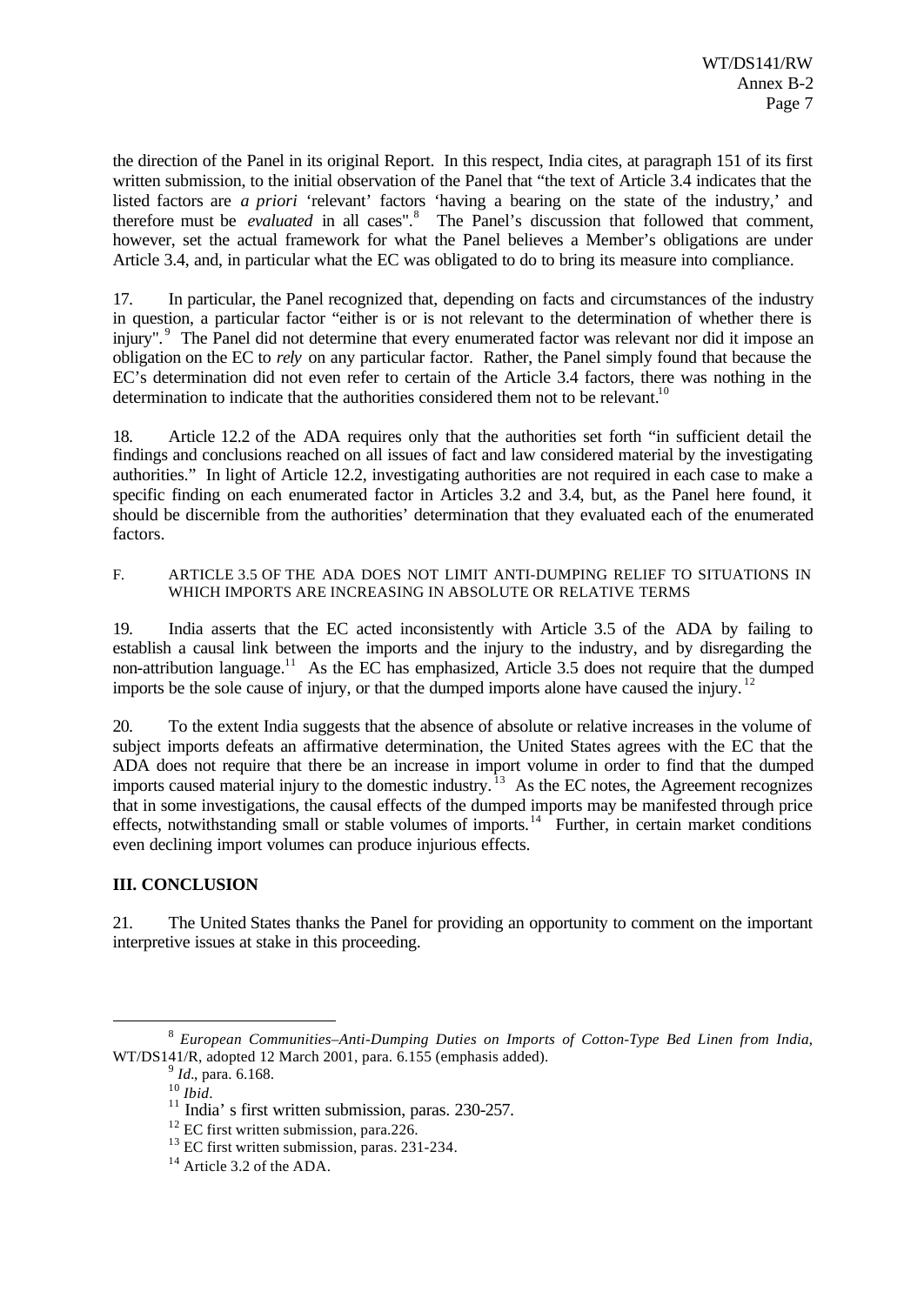the direction of the Panel in its original Report. In this respect, India cites, at paragraph 151 of its first written submission, to the initial observation of the Panel that "the text of Article 3.4 indicates that the listed factors are *a priori* 'relevant' factors 'having a bearing on the state of the industry,' and therefore must be *evaluated* in all cases".[8] The Panel's discussion that followed that comment, however, set the actual framework for what the Panel believes a Member's obligations are under Article 3.4, and, in particular what the EC was obligated to do to bring its measure into compliance.

17. In particular, the Panel recognized that, depending on facts and circumstances of the industry in question, a particular factor "either is or is not relevant to the determination of whether there is injury".[9] The Panel did not determine that every enumerated factor was relevant nor did it impose an obligation on the EC to *rely* on any particular factor. Rather, the Panel simply found that because the EC's determination did not even refer to certain of the Article 3.4 factors, there was nothing in the determination to indicate that the authorities considered them not to be relevant.[10]

18. Article 12.2 of the ADA requires only that the authorities set forth "in sufficient detail the findings and conclusions reached on all issues of fact and law considered material by the investigating authorities." In light of Article 12.2, investigating authorities are not required in each case to make a specific finding on each enumerated factor in Articles 3.2 and 3.4, but, as the Panel here found, it should be discernible from the authorities' determination that they evaluated each of the enumerated factors.

F. ARTICLE 3.5 OF THE ADA DOES NOT LIMIT ANTI-DUMPING RELIEF TO SITUATIONS IN WHICH IMPORTS ARE INCREASING IN ABSOLUTE OR RELATIVE TERMS

19. India asserts that the EC acted inconsistently with Article 3.5 of the ADA by failing to establish a causal link between the imports and the injury to the industry, and by disregarding the non-attribution language.[11] As the EC has emphasized, Article 3.5 does not require that the dumped imports be the sole cause of injury, or that the dumped imports alone have caused the injury.[12]

20. To the extent India suggests that the absence of absolute or relative increases in the volume of subject imports defeats an affirmative determination, the United States agrees with the EC that the ADA does not require that there be an increase in import volume in order to find that the dumped imports caused material injury to the domestic industry.[13] As the EC notes, the Agreement recognizes that in some investigations, the causal effects of the dumped imports may be manifested through price effects, notwithstanding small or stable volumes of imports.[14] Further, in certain market conditions even declining import volumes can produce injurious effects.

## III. CONCLUSION

21. The United States thanks the Panel for providing an opportunity to comment on the important interpretive issues at stake in this proceeding.

---

[8] *European Communities–Anti-Dumping Duties on Imports of Cotton-Type Bed Linen from India*, WT/DS141/R, adopted 12 March 2001, para. 6.155 (emphasis added).

[9] *Id*., para. 6.168.

[10] *Ibid*.

[11] India' s first written submission, paras. 230-257.

[12] EC first written submission, para.226.

[13] EC first written submission, paras. 231-234.

[14] Article 3.2 of the ADA.